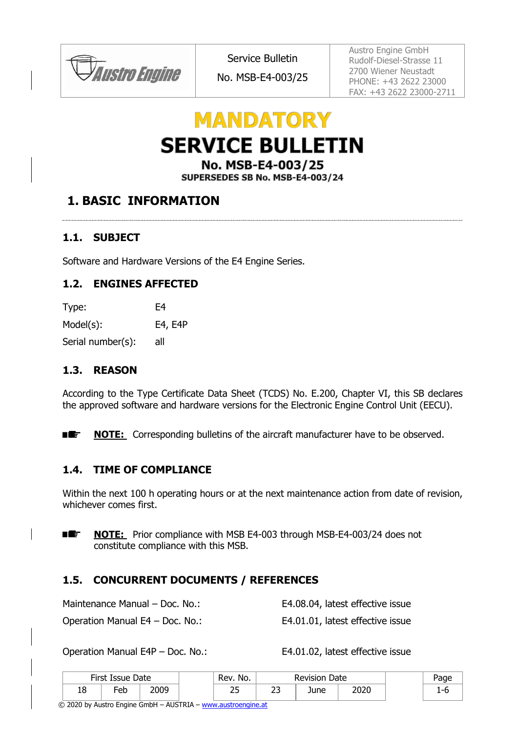| | | |
|---|---|---|
| Austro Engine | Service Bulletin<br>No. MSB-E4-003/25 | Austro Engine GmbH<br>Rudolf-Diesel-Strasse 11<br>2700 Wiener Neustadt<br>PHONE: +43 2622 23000<br>FAX: +43 2622 23000-2711 |

# MANDATORY SERVICE BULLETIN

**No. MSB-E4-003/25**

**SUPERSEDES SB No. MSB-E4-003/24**

## 1. BASIC INFORMATION

### 1.1. SUBJECT

Software and Hardware Versions of the E4 Engine Series.

### 1.2. ENGINES AFFECTED

| | |
|---|---|
| Type: | E4 |
| Model(s): | E4, E4P |
| Serial number(s): | all |

### 1.3. REASON

According to the Type Certificate Data Sheet (TCDS) No. E.200, Chapter VI, this SB declares the approved software and hardware versions for the Electronic Engine Control Unit (EECU).

**NOTE:** Corresponding bulletins of the aircraft manufacturer have to be observed.

### 1.4. TIME OF COMPLIANCE

Within the next 100 h operating hours or at the next maintenance action from date of revision, whichever comes first.

**NOTE:** Prior compliance with MSB E4-003 through MSB-E4-003/24 does not constitute compliance with this MSB.

### 1.5. CONCURRENT DOCUMENTS / REFERENCES

| | |
|---|---|
| Maintenance Manual – Doc. No.: | E4.08.04, latest effective issue |
| Operation Manual E4 – Doc. No.: | E4.01.01, latest effective issue |
| Operation Manual E4P – Doc. No.: | E4.01.02, latest effective issue |

| First Issue Date | | | Rev. No. | Revision Date | | | Page |
|---|---|---|---|---|---|---|---|
| 18 | Feb | 2009 | 25 | 23 | June | 2020 | 1-6 |

© 2020 by Austro Engine GmbH – AUSTRIA – www.austroengine.at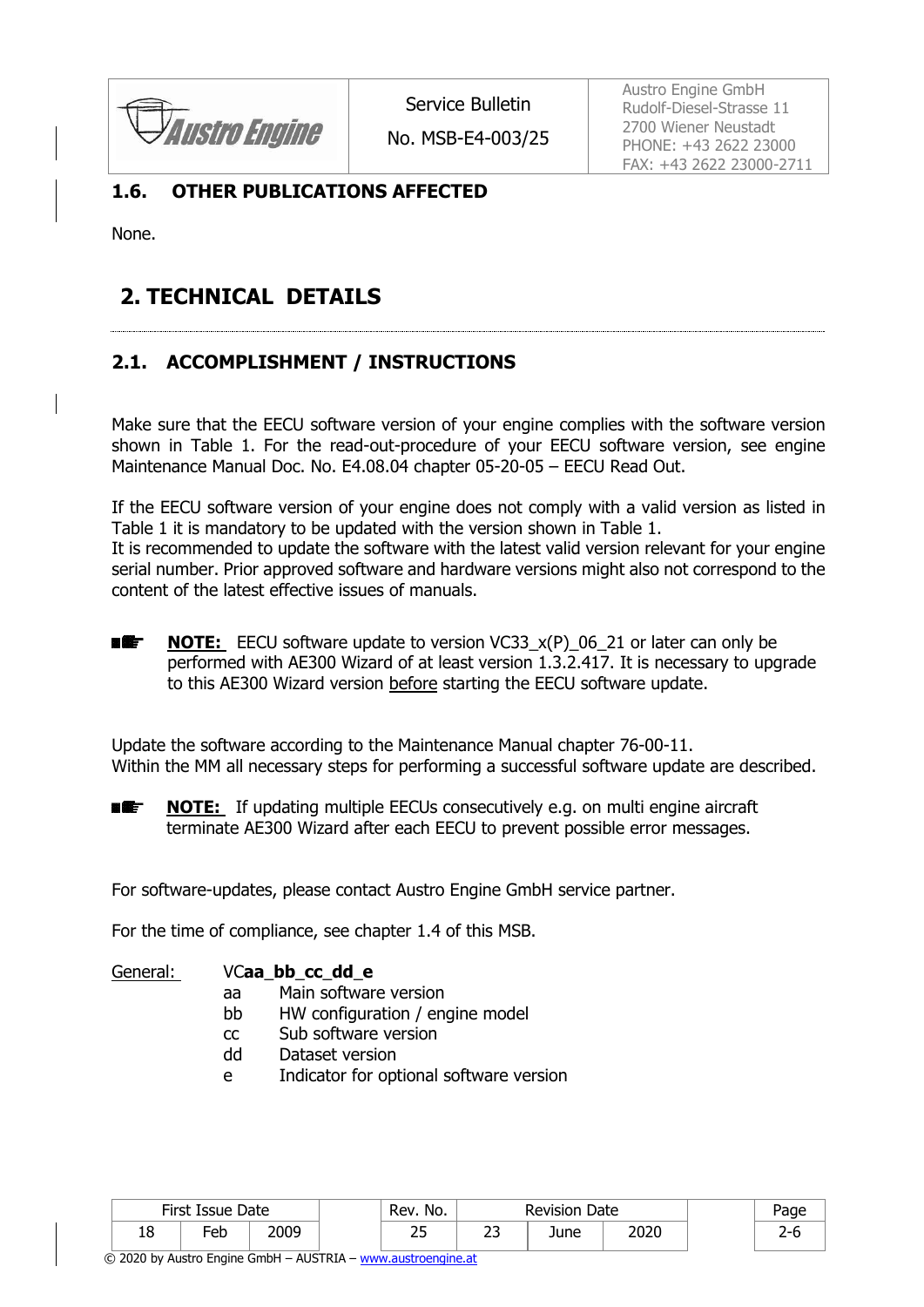## 1.6. OTHER PUBLICATIONS AFFECTED

None.

# 2. TECHNICAL DETAILS

## 2.1. ACCOMPLISHMENT / INSTRUCTIONS

Make sure that the EECU software version of your engine complies with the software version shown in Table 1. For the read-out-procedure of your EECU software version, see engine Maintenance Manual Doc. No. E4.08.04 chapter 05-20-05 – EECU Read Out.

If the EECU software version of your engine does not comply with a valid version as listed in Table 1 it is mandatory to be updated with the version shown in Table 1.
It is recommended to update the software with the latest valid version relevant for your engine serial number. Prior approved software and hardware versions might also not correspond to the content of the latest effective issues of manuals.

**NOTE:** EECU software update to version VC33_x(P)_06_21 or later can only be performed with AE300 Wizard of at least version 1.3.2.417. It is necessary to upgrade to this AE300 Wizard version before starting the EECU software update.

Update the software according to the Maintenance Manual chapter 76-00-11.
Within the MM all necessary steps for performing a successful software update are described.

**NOTE:** If updating multiple EECUs consecutively e.g. on multi engine aircraft terminate AE300 Wizard after each EECU to prevent possible error messages.

For software-updates, please contact Austro Engine GmbH service partner.

For the time of compliance, see chapter 1.4 of this MSB.

General: VC**aa_bb_cc_dd_e**

- aa Main software version
- bb HW configuration / engine model
- cc Sub software version
- dd Dataset version
- e Indicator for optional software version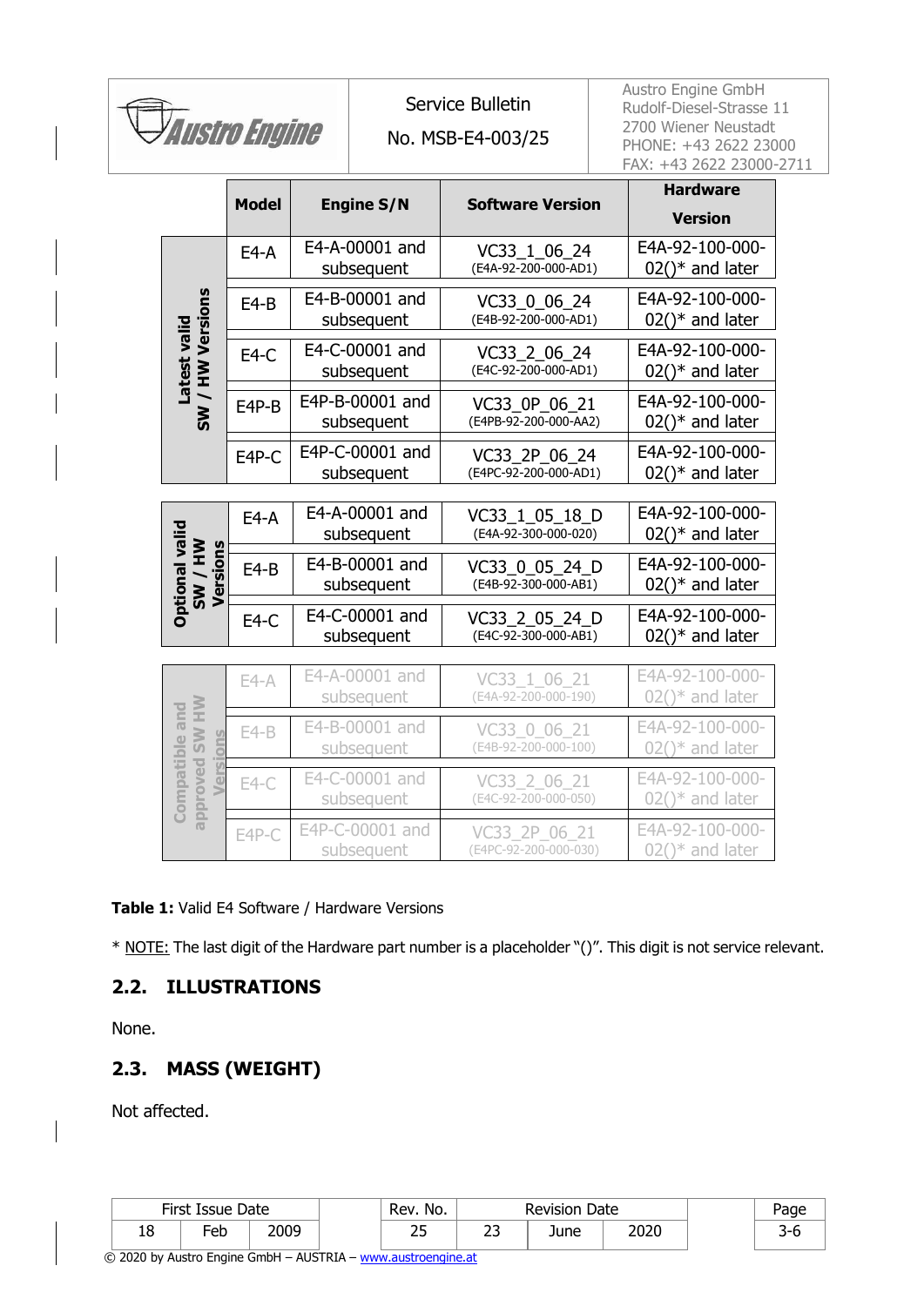| | Model | Engine S/N | Software Version | Hardware Version |
|---|---|---|---|---|
| **Latest valid SW / HW Versions** | E4-A | E4-A-00001 and subsequent | VC33_1_06_24 (E4A-92-200-000-AD1) | E4A-92-100-000-02()* and later |
| | E4-B | E4-B-00001 and subsequent | VC33_0_06_24 (E4B-92-200-000-AD1) | E4A-92-100-000-02()* and later |
| | E4-C | E4-C-00001 and subsequent | VC33_2_06_24 (E4C-92-200-000-AD1) | E4A-92-100-000-02()* and later |
| | E4P-B | E4P-B-00001 and subsequent | VC33_0P_06_21 (E4PB-92-200-000-AA2) | E4A-92-100-000-02()* and later |
| | E4P-C | E4P-C-00001 and subsequent | VC33_2P_06_24 (E4PC-92-200-000-AD1) | E4A-92-100-000-02()* and later |
| **Optional valid SW / HW Versions** | E4-A | E4-A-00001 and subsequent | VC33_1_05_18_D (E4A-92-300-000-020) | E4A-92-100-000-02()* and later |
| | E4-B | E4-B-00001 and subsequent | VC33_0_05_24_D (E4B-92-300-000-AB1) | E4A-92-100-000-02()* and later |
| | E4-C | E4-C-00001 and subsequent | VC33_2_05_24_D (E4C-92-300-000-AB1) | E4A-92-100-000-02()* and later |
| **Compatible and approved SW HW Versions** | E4-A | E4-A-00001 and subsequent | VC33_1_06_21 (E4A-92-200-000-190) | E4A-92-100-000-02()* and later |
| | E4-B | E4-B-00001 and subsequent | VC33_0_06_21 (E4B-92-200-000-100) | E4A-92-100-000-02()* and later |
| | E4-C | E4-C-00001 and subsequent | VC33_2_06_21 (E4C-92-200-000-050) | E4A-92-100-000-02()* and later |
| | E4P-C | E4P-C-00001 and subsequent | VC33_2P_06_21 (E4PC-92-200-000-030) | E4A-92-100-000-02()* and later |

**Table 1:** Valid E4 Software / Hardware Versions

* NOTE: The last digit of the Hardware part number is a placeholder "()". This digit is not service relevant.

## 2.2. ILLUSTRATIONS

None.

## 2.3. MASS (WEIGHT)

Not affected.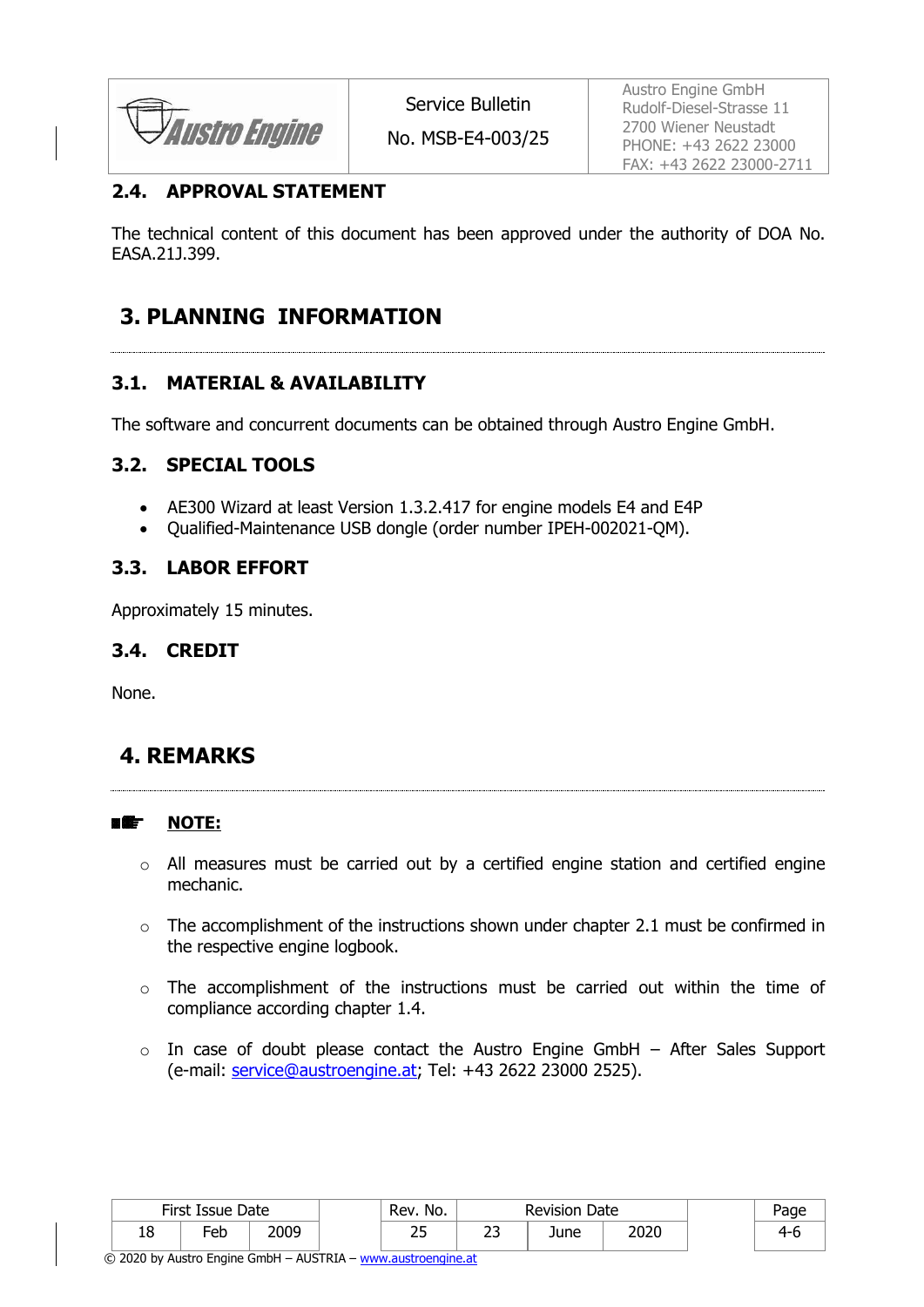### 2.4. APPROVAL STATEMENT

The technical content of this document has been approved under the authority of DOA No. EASA.21J.399.

## 3. PLANNING INFORMATION

### 3.1. MATERIAL & AVAILABILITY

The software and concurrent documents can be obtained through Austro Engine GmbH.

### 3.2. SPECIAL TOOLS

- AE300 Wizard at least Version 1.3.2.417 for engine models E4 and E4P
- Qualified-Maintenance USB dongle (order number IPEH-002021-QM).

### 3.3. LABOR EFFORT

Approximately 15 minutes.

### 3.4. CREDIT

None.

## 4. REMARKS

**NOTE:**

- All measures must be carried out by a certified engine station and certified engine mechanic.
- The accomplishment of the instructions shown under chapter 2.1 must be confirmed in the respective engine logbook.
- The accomplishment of the instructions must be carried out within the time of compliance according chapter 1.4.
- In case of doubt please contact the Austro Engine GmbH – After Sales Support (e-mail: service@austroengine.at; Tel: +43 2622 23000 2525).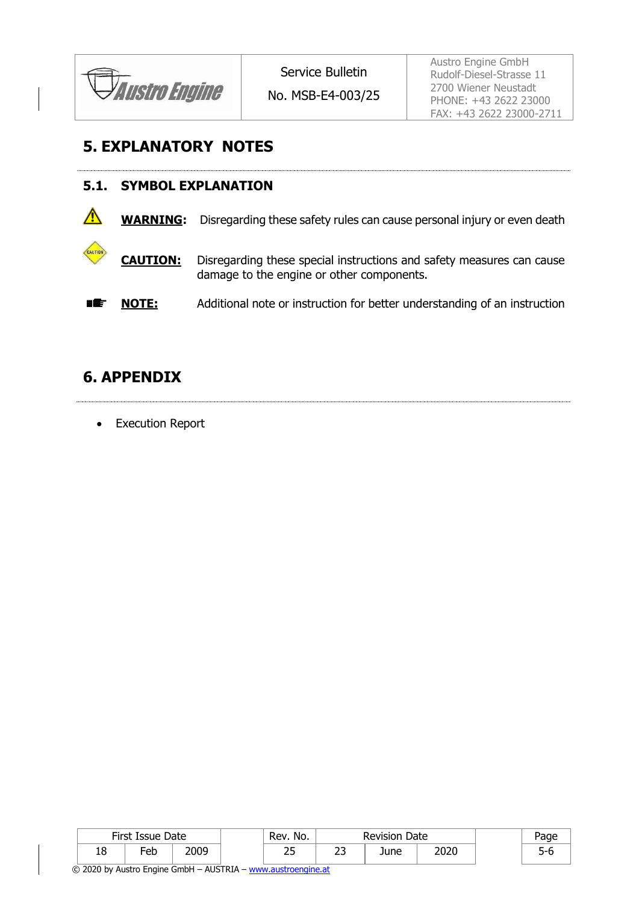## 5. EXPLANATORY NOTES

### 5.1. SYMBOL EXPLANATION

| | | |
|---|---|---|
| | **WARNING:** | Disregarding these safety rules can cause personal injury or even death |
| | **CAUTION:** | Disregarding these special instructions and safety measures can cause damage to the engine or other components. |
| | **NOTE:** | Additional note or instruction for better understanding of an instruction |

## 6. APPENDIX

- Execution Report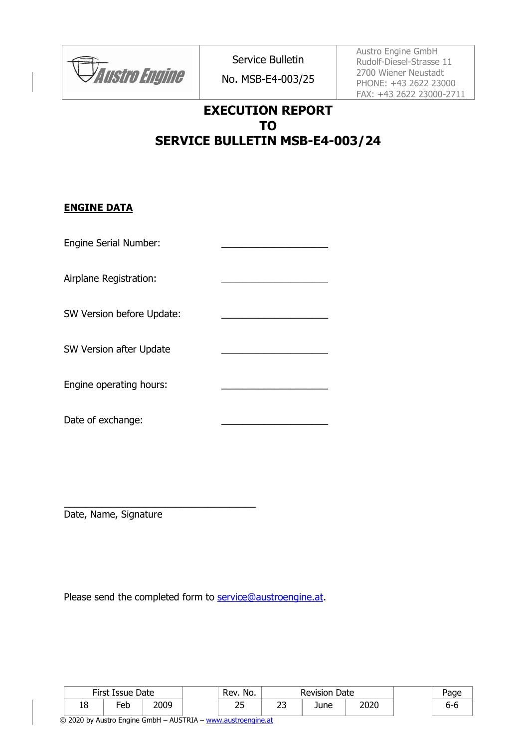# EXECUTION REPORT
# TO
# SERVICE BULLETIN MSB-E4-003/24

## ENGINE DATA

Engine Serial Number: ____________________

Airplane Registration: ____________________

SW Version before Update: ____________________

SW Version after Update ____________________

Engine operating hours: ____________________

Date of exchange: ____________________

____________________________________

Date, Name, Signature

Please send the completed form to service@austroengine.at.